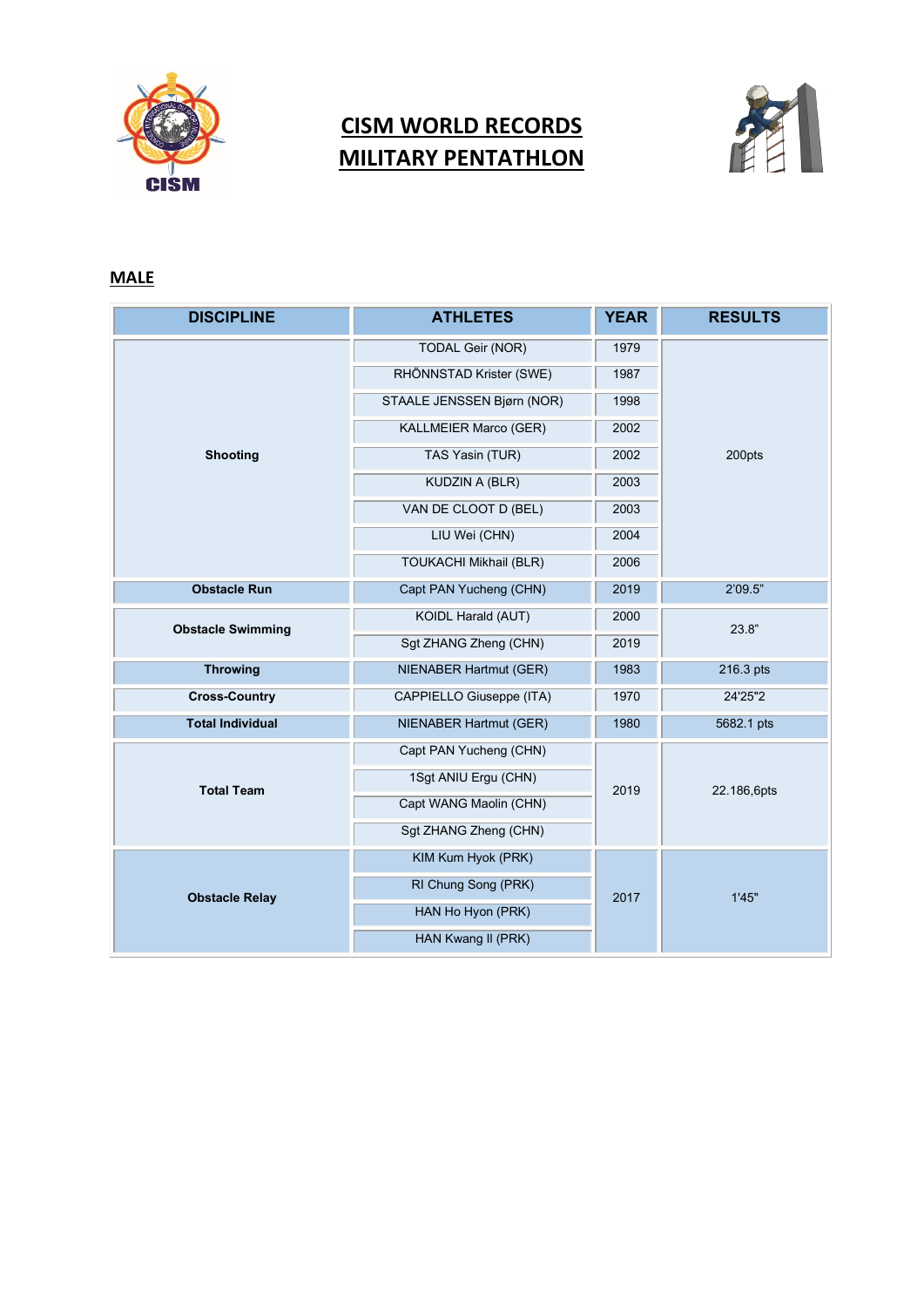# CISM WORLD RECORDS
# MILITARY PENTATHLON

## MALE

| DISCIPLINE | ATHLETES | YEAR | RESULTS |
|---|---|---|---|
| Shooting | TODAL Geir (NOR) | 1979 | 200pts |
| | RHÖNNSTAD Krister (SWE) | 1987 | |
| | STAALE JENSSEN Bjørn (NOR) | 1998 | |
| | KALLMEIER Marco (GER) | 2002 | |
| | TAS Yasin (TUR) | 2002 | |
| | KUDZIN A (BLR) | 2003 | |
| | VAN DE CLOOT D (BEL) | 2003 | |
| | LIU Wei (CHN) | 2004 | |
| | TOUKACHI Mikhail (BLR) | 2006 | |
| Obstacle Run | Capt PAN Yucheng (CHN) | 2019 | 2'09.5" |
| Obstacle Swimming | KOIDL Harald (AUT) | 2000 | 23.8" |
| | Sgt ZHANG Zheng (CHN) | 2019 | |
| Throwing | NIENABER Hartmut (GER) | 1983 | 216.3 pts |
| Cross-Country | CAPPIELLO Giuseppe (ITA) | 1970 | 24'25"2 |
| Total Individual | NIENABER Hartmut (GER) | 1980 | 5682.1 pts |
| Total Team | Capt PAN Yucheng (CHN) | 2019 | 22.186,6pts |
| | 1Sgt ANIU Ergu (CHN) | | |
| | Capt WANG Maolin (CHN) | | |
| | Sgt ZHANG Zheng (CHN) | | |
| Obstacle Relay | KIM Kum Hyok (PRK) | 2017 | 1'45" |
| | RI Chung Song (PRK) | | |
| | HAN Ho Hyon (PRK) | | |
| | HAN Kwang Il (PRK) | | |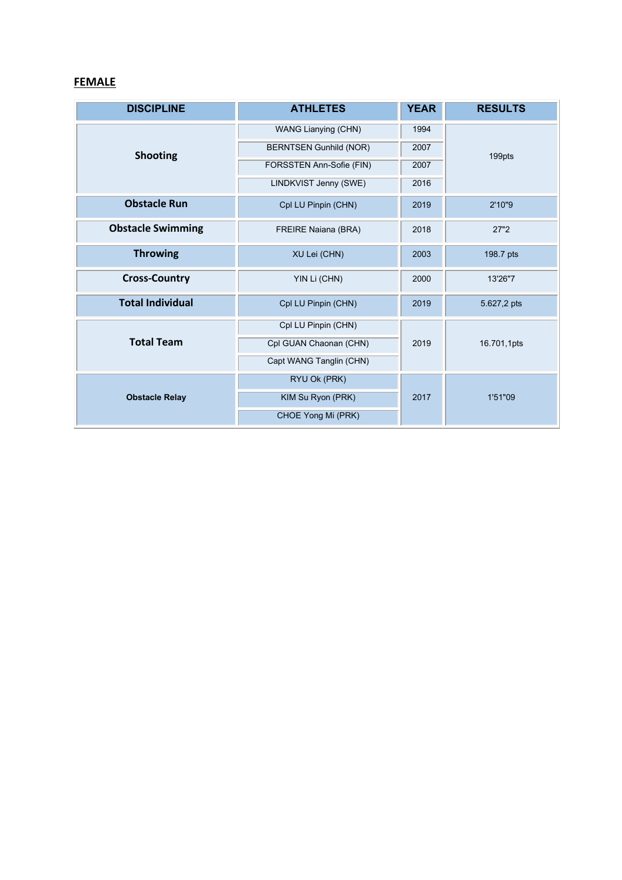**FEMALE**

| DISCIPLINE | ATHLETES | YEAR | RESULTS |
|---|---|---|---|
| **Shooting** | WANG Lianying (CHN) | 1994 | 199pts |
| | BERNTSEN Gunhild (NOR) | 2007 | |
| | FORSSTEN Ann-Sofie (FIN) | 2007 | |
| | LINDKVIST Jenny (SWE) | 2016 | |
| **Obstacle Run** | Cpl LU Pinpin (CHN) | 2019 | 2'10"9 |
| **Obstacle Swimming** | FREIRE Naiana (BRA) | 2018 | 27"2 |
| **Throwing** | XU Lei (CHN) | 2003 | 198.7 pts |
| **Cross-Country** | YIN Li (CHN) | 2000 | 13'26"7 |
| **Total Individual** | Cpl LU Pinpin (CHN) | 2019 | 5.627,2 pts |
| **Total Team** | Cpl LU Pinpin (CHN) | 2019 | 16.701,1pts |
| | Cpl GUAN Chaonan (CHN) | | |
| | Capt WANG Tanglin (CHN) | | |
| **Obstacle Relay** | RYU Ok (PRK) | 2017 | 1'51"09 |
| | KIM Su Ryon (PRK) | | |
| | CHOE Yong Mi (PRK) | | |